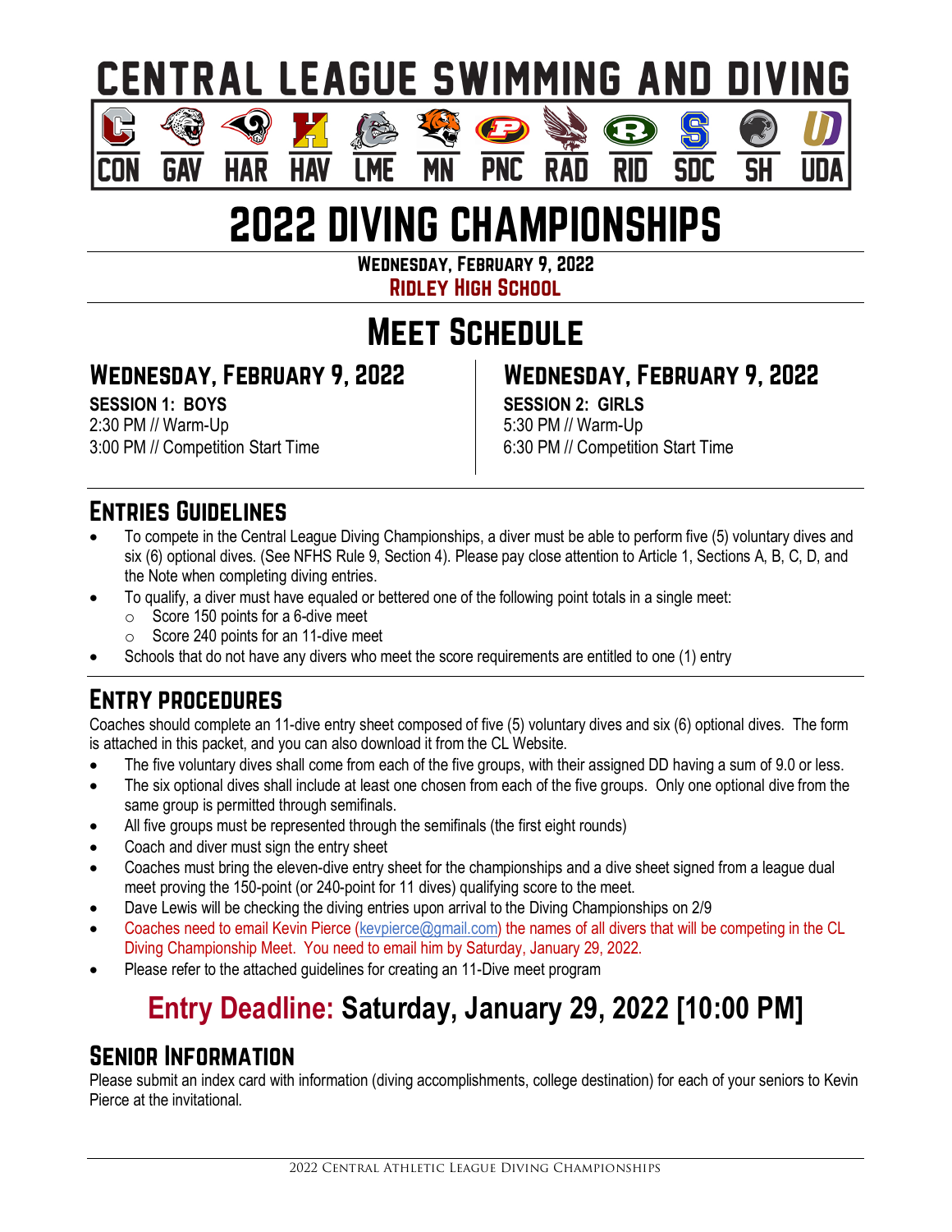# CENTRAL LEAGUE SWIMMING AND DIVING

CON GAV HAR HAV LME MN PNC RAD RID SDC SH UDA

# 2022 DIVING CHAMPIONSHIPS

**Wednesday, February 9, 2022**

**Ridley High School**

## Meet Schedule

### Wednesday, February 9, 2022

**SESSION 1: BOYS**

2:30 PM // Warm-Up

3:00 PM // Competition Start Time

### Wednesday, February 9, 2022

**SESSION 2: GIRLS**

5:30 PM // Warm-Up

6:30 PM // Competition Start Time

## Entries Guidelines

- To compete in the Central League Diving Championships, a diver must be able to perform five (5) voluntary dives and six (6) optional dives. (See NFHS Rule 9, Section 4). Please pay close attention to Article 1, Sections A, B, C, D, and the Note when completing diving entries.
- To qualify, a diver must have equaled or bettered one of the following point totals in a single meet:
  - Score 150 points for a 6-dive meet
  - Score 240 points for an 11-dive meet
- Schools that do not have any divers who meet the score requirements are entitled to one (1) entry

## Entry procedures

Coaches should complete an 11-dive entry sheet composed of five (5) voluntary dives and six (6) optional dives. The form is attached in this packet, and you can also download it from the CL Website.

- The five voluntary dives shall come from each of the five groups, with their assigned DD having a sum of 9.0 or less.
- The six optional dives shall include at least one chosen from each of the five groups. Only one optional dive from the same group is permitted through semifinals.
- All five groups must be represented through the semifinals (the first eight rounds)
- Coach and diver must sign the entry sheet
- Coaches must bring the eleven-dive entry sheet for the championships and a dive sheet signed from a league dual meet proving the 150-point (or 240-point for 11 dives) qualifying score to the meet.
- Dave Lewis will be checking the diving entries upon arrival to the Diving Championships on 2/9
- Coaches need to email Kevin Pierce (kevpierce@gmail.com) the names of all divers that will be competing in the CL Diving Championship Meet. You need to email him by Saturday, January 29, 2022.
- Please refer to the attached guidelines for creating an 11-Dive meet program

## Entry Deadline: Saturday, January 29, 2022 [10:00 PM]

## Senior Information

Please submit an index card with information (diving accomplishments, college destination) for each of your seniors to Kevin Pierce at the invitational.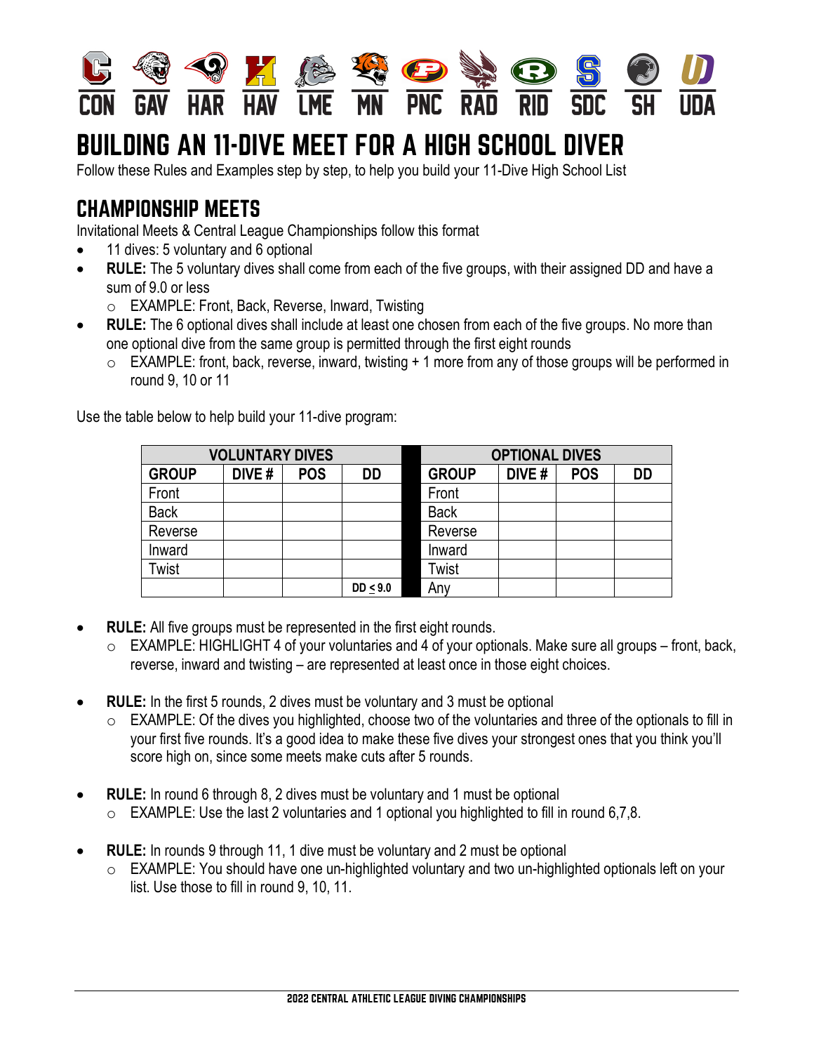CON GAV HAR HAV LME MN PNC RAD RID SDC SH UDA

# BUILDING AN 11-DIVE MEET FOR A HIGH SCHOOL DIVER

Follow these Rules and Examples step by step, to help you build your 11-Dive High School List

## CHAMPIONSHIP MEETS

Invitational Meets & Central League Championships follow this format

- 11 dives: 5 voluntary and 6 optional
- **RULE:** The 5 voluntary dives shall come from each of the five groups, with their assigned DD and have a sum of 9.0 or less
  - EXAMPLE: Front, Back, Reverse, Inward, Twisting
- **RULE:** The 6 optional dives shall include at least one chosen from each of the five groups. No more than one optional dive from the same group is permitted through the first eight rounds
  - EXAMPLE: front, back, reverse, inward, twisting + 1 more from any of those groups will be performed in round 9, 10 or 11

Use the table below to help build your 11-dive program:

| VOLUNTARY DIVES | | | | | OPTIONAL DIVES | | | |
|---|---|---|---|---|---|---|---|---|
| **GROUP** | **DIVE #** | **POS** | **DD** | | **GROUP** | **DIVE #** | **POS** | **DD** |
| Front | | | | | Front | | | |
| Back | | | | | Back | | | |
| Reverse | | | | | Reverse | | | |
| Inward | | | | | Inward | | | |
| Twist | | | | | Twist | | | |
| | | | **DD ≤ 9.0** | | Any | | | |

- **RULE:** All five groups must be represented in the first eight rounds.
  - EXAMPLE: HIGHLIGHT 4 of your voluntaries and 4 of your optionals. Make sure all groups – front, back, reverse, inward and twisting – are represented at least once in those eight choices.

- **RULE:** In the first 5 rounds, 2 dives must be voluntary and 3 must be optional
  - EXAMPLE: Of the dives you highlighted, choose two of the voluntaries and three of the optionals to fill in your first five rounds. It's a good idea to make these five dives your strongest ones that you think you'll score high on, since some meets make cuts after 5 rounds.

- **RULE:** In round 6 through 8, 2 dives must be voluntary and 1 must be optional
  - EXAMPLE: Use the last 2 voluntaries and 1 optional you highlighted to fill in round 6,7,8.

- **RULE:** In rounds 9 through 11, 1 dive must be voluntary and 2 must be optional
  - EXAMPLE: You should have one un-highlighted voluntary and two un-highlighted optionals left on your list. Use those to fill in round 9, 10, 11.